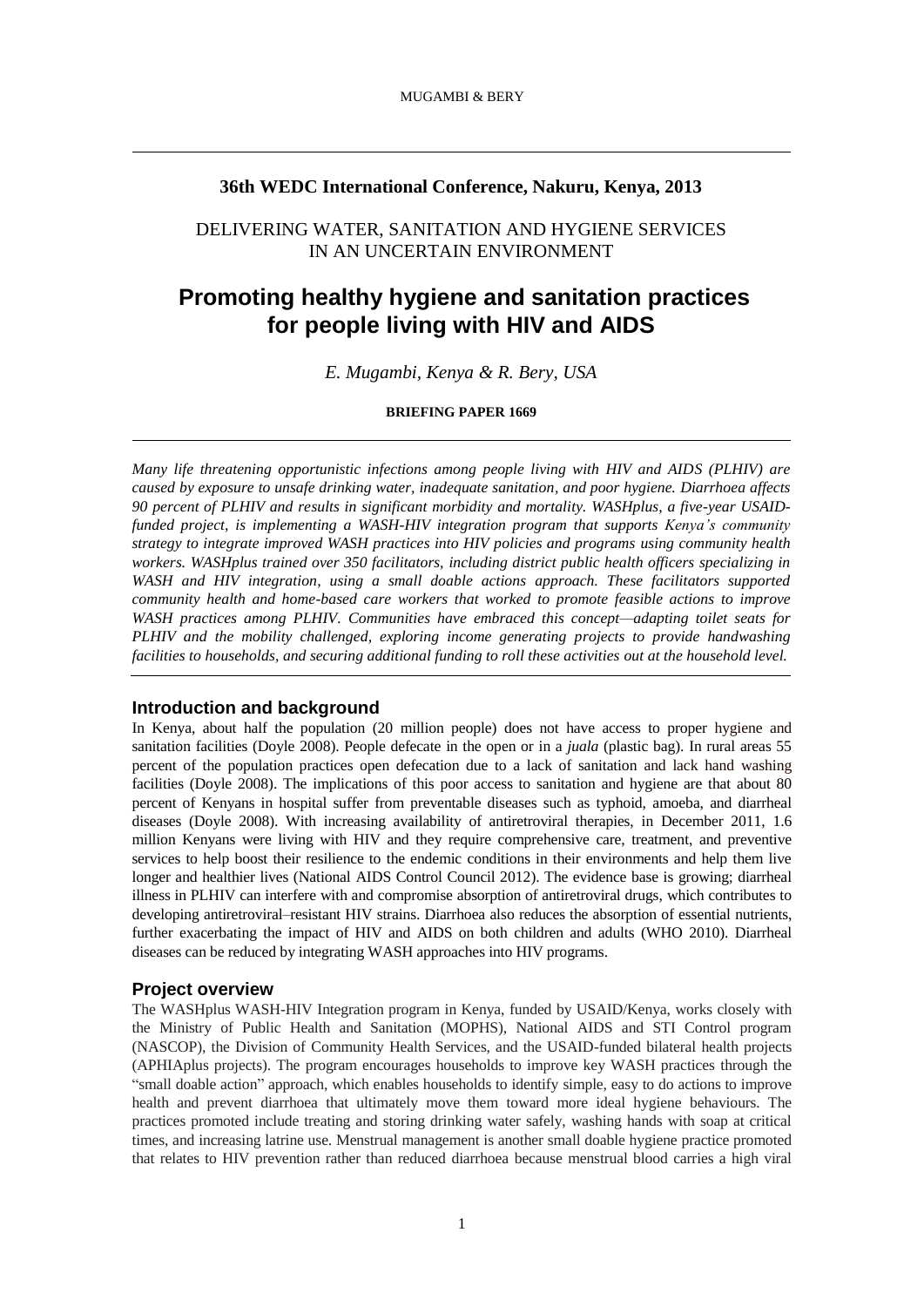**36th WEDC International Conference, Nakuru, Kenya, 2013**

DELIVERING WATER, SANITATION AND HYGIENE SERVICES IN AN UNCERTAIN ENVIRONMENT

# Promoting healthy hygiene and sanitation practices for people living with HIV and AIDS

*E. Mugambi, Kenya & R. Bery, USA*

**BRIEFING PAPER 1669**

*Many life threatening opportunistic infections among people living with HIV and AIDS (PLHIV) are caused by exposure to unsafe drinking water, inadequate sanitation, and poor hygiene. Diarrhoea affects 90 percent of PLHIV and results in significant morbidity and mortality. WASHplus, a five-year USAID-funded project, is implementing a WASH-HIV integration program that supports Kenya's community strategy to integrate improved WASH practices into HIV policies and programs using community health workers. WASHplus trained over 350 facilitators, including district public health officers specializing in WASH and HIV integration, using a small doable actions approach. These facilitators supported community health and home-based care workers that worked to promote feasible actions to improve WASH practices among PLHIV. Communities have embraced this concept—adapting toilet seats for PLHIV and the mobility challenged, exploring income generating projects to provide handwashing facilities to households, and securing additional funding to roll these activities out at the household level.*

## Introduction and background

In Kenya, about half the population (20 million people) does not have access to proper hygiene and sanitation facilities (Doyle 2008). People defecate in the open or in a *juala* (plastic bag). In rural areas 55 percent of the population practices open defecation due to a lack of sanitation and lack hand washing facilities (Doyle 2008). The implications of this poor access to sanitation and hygiene are that about 80 percent of Kenyans in hospital suffer from preventable diseases such as typhoid, amoeba, and diarrheal diseases (Doyle 2008). With increasing availability of antiretroviral therapies, in December 2011, 1.6 million Kenyans were living with HIV and they require comprehensive care, treatment, and preventive services to help boost their resilience to the endemic conditions in their environments and help them live longer and healthier lives (National AIDS Control Council 2012). The evidence base is growing; diarrheal illness in PLHIV can interfere with and compromise absorption of antiretroviral drugs, which contributes to developing antiretroviral–resistant HIV strains. Diarrhoea also reduces the absorption of essential nutrients, further exacerbating the impact of HIV and AIDS on both children and adults (WHO 2010). Diarrheal diseases can be reduced by integrating WASH approaches into HIV programs.

## Project overview

The WASHplus WASH-HIV Integration program in Kenya, funded by USAID/Kenya, works closely with the Ministry of Public Health and Sanitation (MOPHS), National AIDS and STI Control program (NASCOP), the Division of Community Health Services, and the USAID-funded bilateral health projects (APHIAplus projects). The program encourages households to improve key WASH practices through the "small doable action" approach, which enables households to identify simple, easy to do actions to improve health and prevent diarrhoea that ultimately move them toward more ideal hygiene behaviours. The practices promoted include treating and storing drinking water safely, washing hands with soap at critical times, and increasing latrine use. Menstrual management is another small doable hygiene practice promoted that relates to HIV prevention rather than reduced diarrhoea because menstrual blood carries a high viral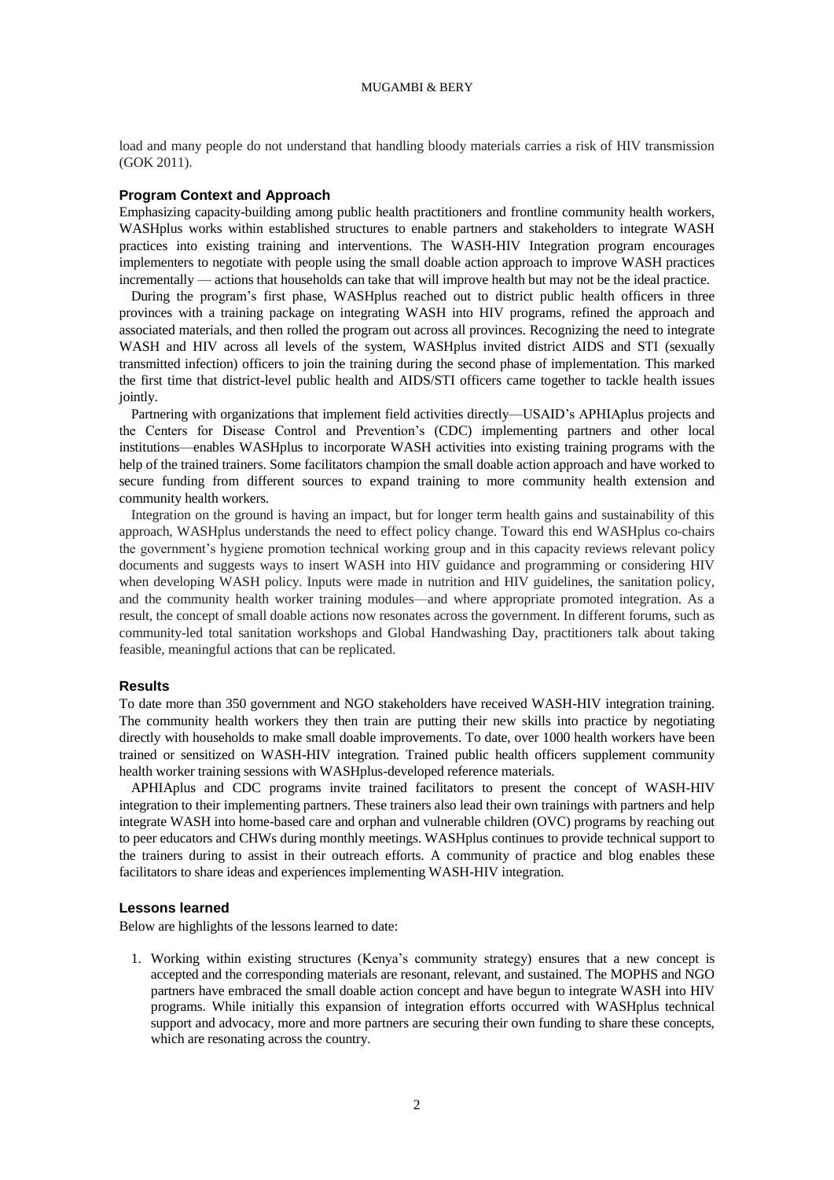load and many people do not understand that handling bloody materials carries a risk of HIV transmission (GOK 2011).

### Program Context and Approach

Emphasizing capacity-building among public health practitioners and frontline community health workers, WASHplus works within established structures to enable partners and stakeholders to integrate WASH practices into existing training and interventions. The WASH-HIV Integration program encourages implementers to negotiate with people using the small doable action approach to improve WASH practices incrementally — actions that households can take that will improve health but may not be the ideal practice.

During the program's first phase, WASHplus reached out to district public health officers in three provinces with a training package on integrating WASH into HIV programs, refined the approach and associated materials, and then rolled the program out across all provinces. Recognizing the need to integrate WASH and HIV across all levels of the system, WASHplus invited district AIDS and STI (sexually transmitted infection) officers to join the training during the second phase of implementation. This marked the first time that district-level public health and AIDS/STI officers came together to tackle health issues jointly.

Partnering with organizations that implement field activities directly—USAID's APHIAplus projects and the Centers for Disease Control and Prevention's (CDC) implementing partners and other local institutions—enables WASHplus to incorporate WASH activities into existing training programs with the help of the trained trainers. Some facilitators champion the small doable action approach and have worked to secure funding from different sources to expand training to more community health extension and community health workers.

Integration on the ground is having an impact, but for longer term health gains and sustainability of this approach, WASHplus understands the need to effect policy change. Toward this end WASHplus co-chairs the government's hygiene promotion technical working group and in this capacity reviews relevant policy documents and suggests ways to insert WASH into HIV guidance and programming or considering HIV when developing WASH policy. Inputs were made in nutrition and HIV guidelines, the sanitation policy, and the community health worker training modules—and where appropriate promoted integration. As a result, the concept of small doable actions now resonates across the government. In different forums, such as community-led total sanitation workshops and Global Handwashing Day, practitioners talk about taking feasible, meaningful actions that can be replicated.

### Results

To date more than 350 government and NGO stakeholders have received WASH-HIV integration training. The community health workers they then train are putting their new skills into practice by negotiating directly with households to make small doable improvements. To date, over 1000 health workers have been trained or sensitized on WASH-HIV integration. Trained public health officers supplement community health worker training sessions with WASHplus-developed reference materials.

APHIAplus and CDC programs invite trained facilitators to present the concept of WASH-HIV integration to their implementing partners. These trainers also lead their own trainings with partners and help integrate WASH into home-based care and orphan and vulnerable children (OVC) programs by reaching out to peer educators and CHWs during monthly meetings. WASHplus continues to provide technical support to the trainers during to assist in their outreach efforts. A community of practice and blog enables these facilitators to share ideas and experiences implementing WASH-HIV integration.

### Lessons learned

Below are highlights of the lessons learned to date:

1. Working within existing structures (Kenya's community strategy) ensures that a new concept is accepted and the corresponding materials are resonant, relevant, and sustained. The MOPHS and NGO partners have embraced the small doable action concept and have begun to integrate WASH into HIV programs. While initially this expansion of integration efforts occurred with WASHplus technical support and advocacy, more and more partners are securing their own funding to share these concepts, which are resonating across the country.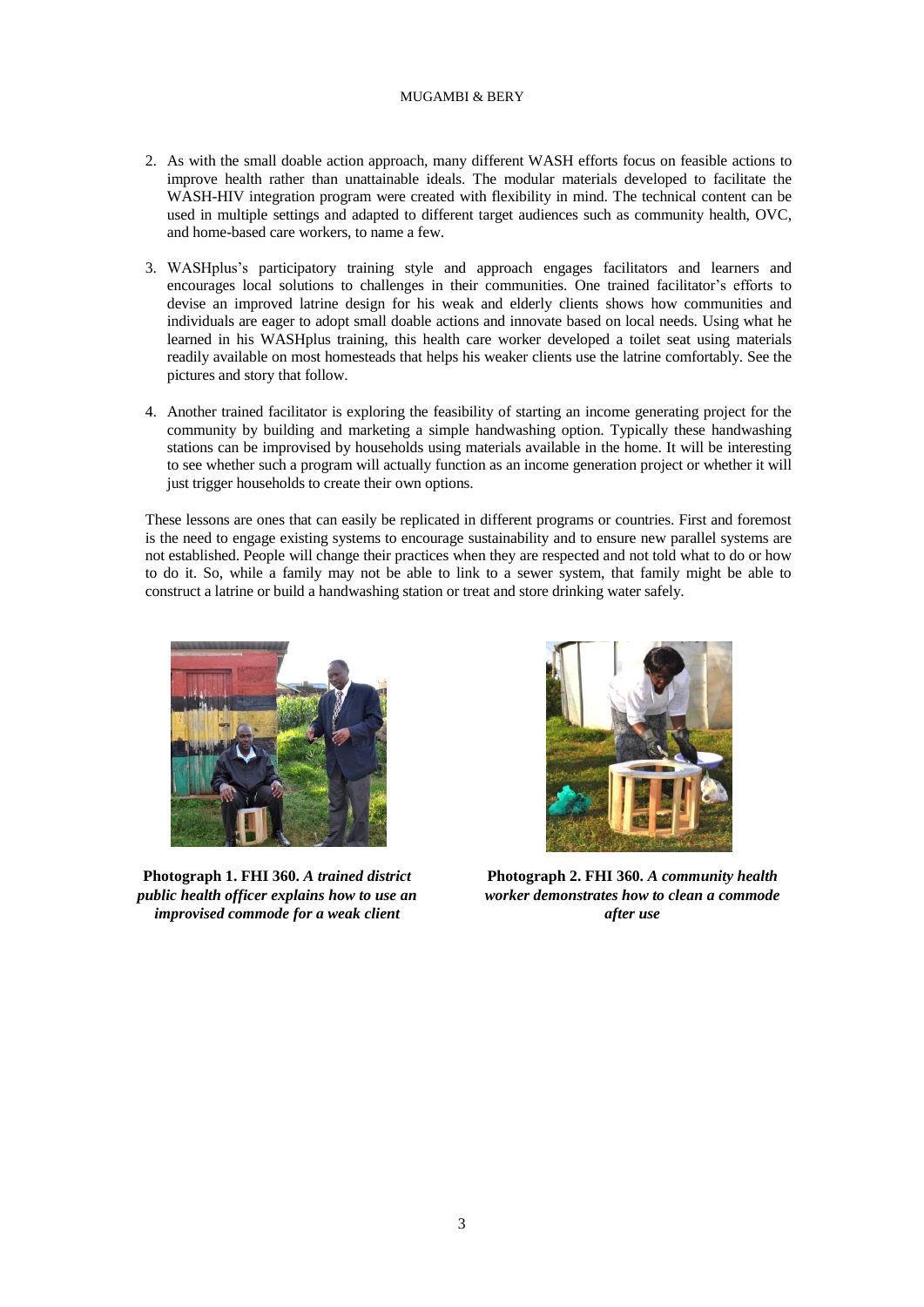2. As with the small doable action approach, many different WASH efforts focus on feasible actions to improve health rather than unattainable ideals. The modular materials developed to facilitate the WASH-HIV integration program were created with flexibility in mind. The technical content can be used in multiple settings and adapted to different target audiences such as community health, OVC, and home-based care workers, to name a few.

3. WASHplus's participatory training style and approach engages facilitators and learners and encourages local solutions to challenges in their communities. One trained facilitator's efforts to devise an improved latrine design for his weak and elderly clients shows how communities and individuals are eager to adopt small doable actions and innovate based on local needs. Using what he learned in his WASHplus training, this health care worker developed a toilet seat using materials readily available on most homesteads that helps his weaker clients use the latrine comfortably. See the pictures and story that follow.

4. Another trained facilitator is exploring the feasibility of starting an income generating project for the community by building and marketing a simple handwashing option. Typically these handwashing stations can be improvised by households using materials available in the home. It will be interesting to see whether such a program will actually function as an income generation project or whether it will just trigger households to create their own options.

These lessons are ones that can easily be replicated in different programs or countries. First and foremost is the need to engage existing systems to encourage sustainability and to ensure new parallel systems are not established. People will change their practices when they are respected and not told what to do or how to do it. So, while a family may not be able to link to a sewer system, that family might be able to construct a latrine or build a handwashing station or treat and store drinking water safely.

**Photograph 1. FHI 360.** ***A trained district public health officer explains how to use an improvised commode for a weak client***

**Photograph 2. FHI 360.** ***A community health worker demonstrates how to clean a commode after use***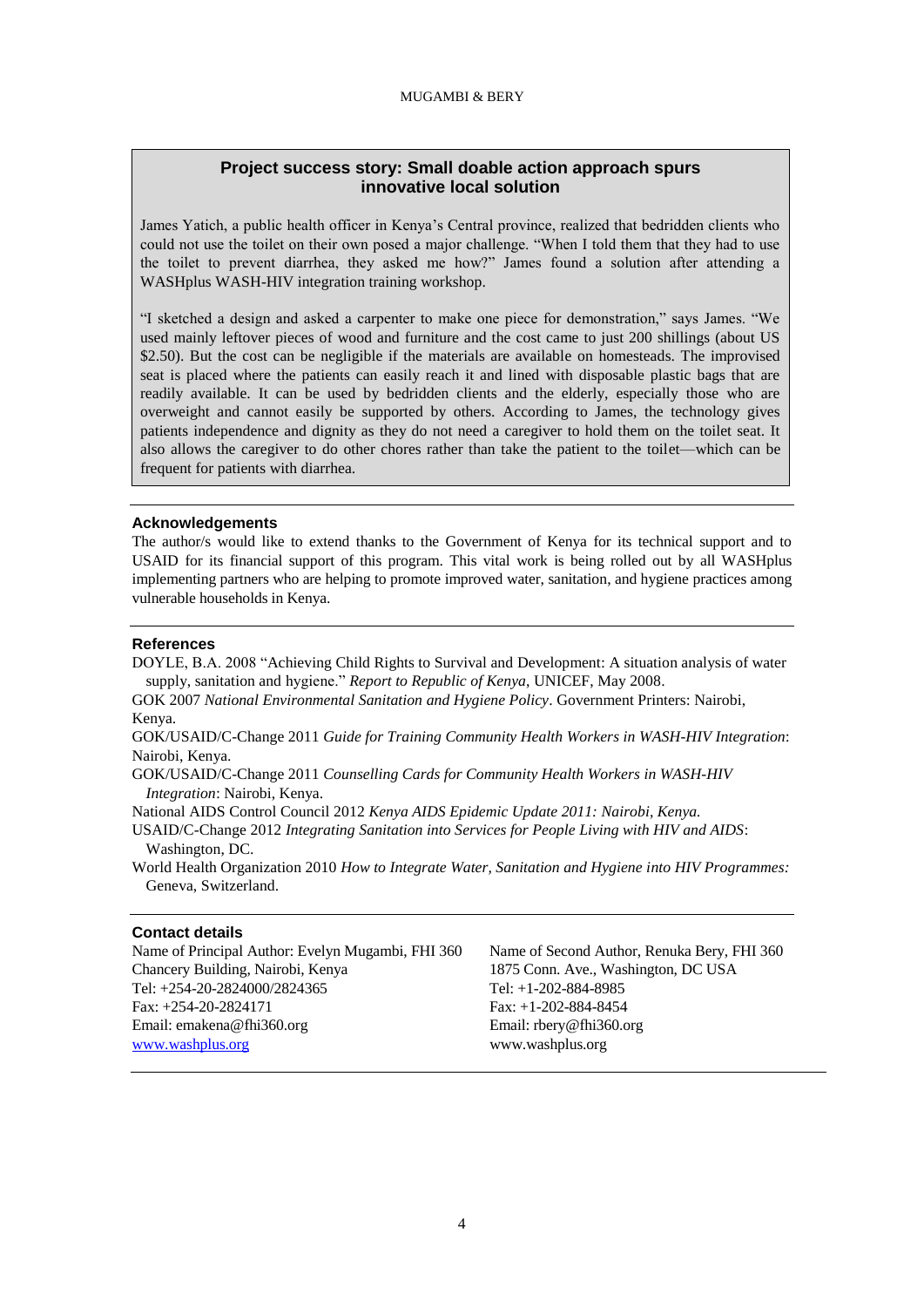### Project success story: Small doable action approach spurs innovative local solution

James Yatich, a public health officer in Kenya's Central province, realized that bedridden clients who could not use the toilet on their own posed a major challenge. "When I told them that they had to use the toilet to prevent diarrhea, they asked me how?" James found a solution after attending a WASHplus WASH-HIV integration training workshop.

"I sketched a design and asked a carpenter to make one piece for demonstration," says James. "We used mainly leftover pieces of wood and furniture and the cost came to just 200 shillings (about US $2.50). But the cost can be negligible if the materials are available on homesteads. The improvised seat is placed where the patients can easily reach it and lined with disposable plastic bags that are readily available. It can be used by bedridden clients and the elderly, especially those who are overweight and cannot easily be supported by others. According to James, the technology gives patients independence and dignity as they do not need a caregiver to hold them on the toilet seat. It also allows the caregiver to do other chores rather than take the patient to the toilet—which can be frequent for patients with diarrhea.

## Acknowledgements

The author/s would like to extend thanks to the Government of Kenya for its technical support and to USAID for its financial support of this program. This vital work is being rolled out by all WASHplus implementing partners who are helping to promote improved water, sanitation, and hygiene practices among vulnerable households in Kenya.

## References

DOYLE, B.A. 2008 "Achieving Child Rights to Survival and Development: A situation analysis of water supply, sanitation and hygiene." *Report to Republic of Kenya*, UNICEF, May 2008.

GOK 2007 *National Environmental Sanitation and Hygiene Policy*. Government Printers: Nairobi, Kenya.

GOK/USAID/C-Change 2011 *Guide for Training Community Health Workers in WASH-HIV Integration*: Nairobi, Kenya.

GOK/USAID/C-Change 2011 *Counselling Cards for Community Health Workers in WASH-HIV Integration*: Nairobi, Kenya.

National AIDS Control Council 2012 *Kenya AIDS Epidemic Update 2011: Nairobi, Kenya.*

USAID/C-Change 2012 *Integrating Sanitation into Services for People Living with HIV and AIDS*: Washington, DC.

World Health Organization 2010 *How to Integrate Water, Sanitation and Hygiene into HIV Programmes:* Geneva, Switzerland.

## Contact details

Name of Principal Author: Evelyn Mugambi, FHI 360
Chancery Building, Nairobi, Kenya
Tel: +254-20-2824000/2824365
Fax: +254-20-2824171
Email: emakena@fhi360.org
www.washplus.org

Name of Second Author, Renuka Bery, FHI 360
1875 Conn. Ave., Washington, DC USA
Tel: +1-202-884-8985
Fax: +1-202-884-8454
Email: rbery@fhi360.org
www.washplus.org